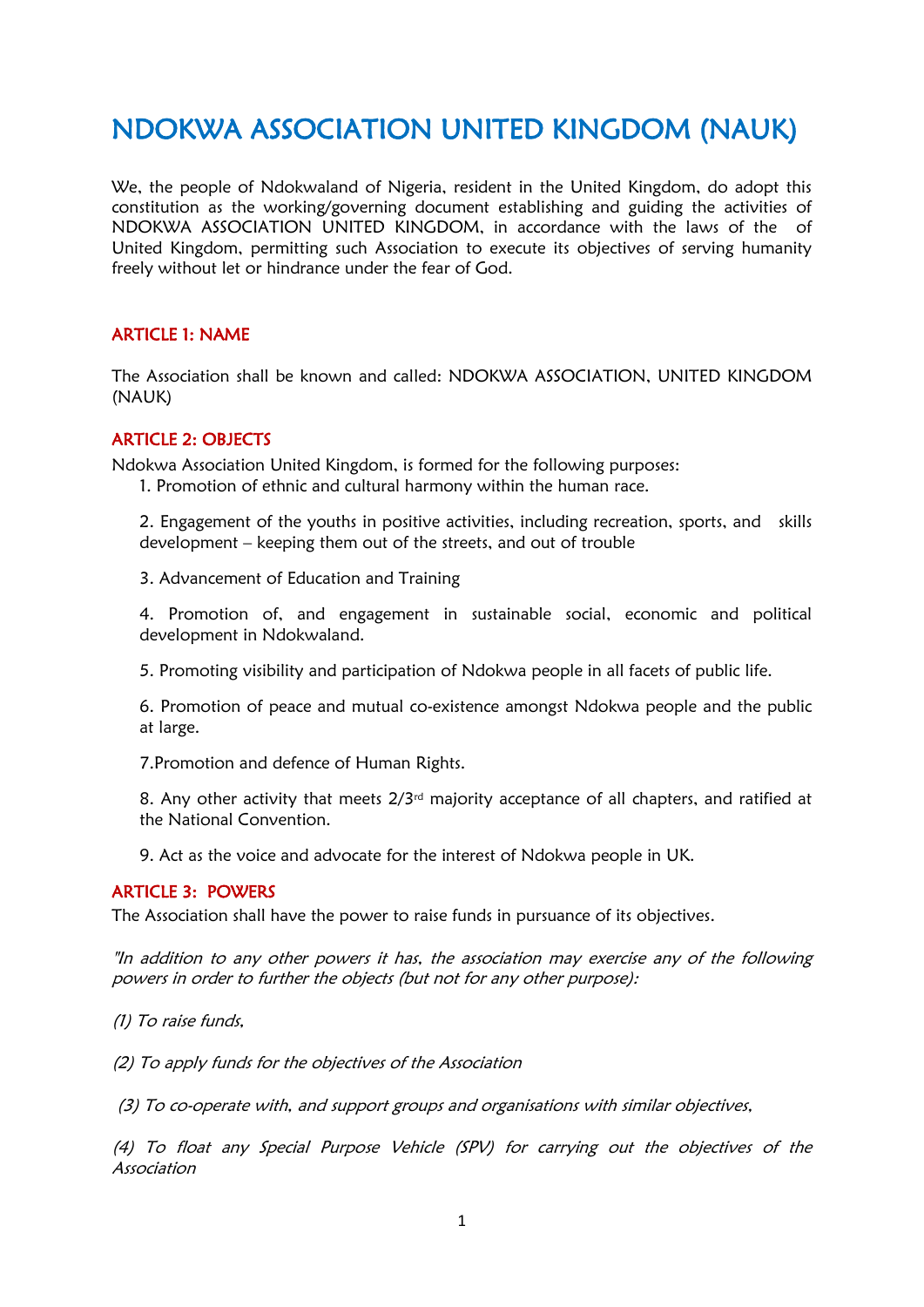# NDOKWA ASSOCIATION UNITED KINGDOM (NAUK)

We, the people of Ndokwaland of Nigeria, resident in the United Kingdom, do adopt this constitution as the working/governing document establishing and guiding the activities of NDOKWA ASSOCIATION UNITED KINGDOM, in accordance with the laws of the of United Kingdom, permitting such Association to execute its objectives of serving humanity freely without let or hindrance under the fear of God.

## ARTICLE 1: NAME

The Association shall be known and called: NDOKWA ASSOCIATION, UNITED KINGDOM (NAUK)

## ARTICLE 2: OBJECTS

Ndokwa Association United Kingdom, is formed for the following purposes:

1. Promotion of ethnic and cultural harmony within the human race.

2. Engagement of the youths in positive activities, including recreation, sports, and skills development – keeping them out of the streets, and out of trouble

3. Advancement of Education and Training

4. Promotion of, and engagement in sustainable social, economic and political development in Ndokwaland.

5. Promoting visibility and participation of Ndokwa people in all facets of public life.

6. Promotion of peace and mutual co-existence amongst Ndokwa people and the public at large.

7. Promotion and defence of Human Rights.

8. Any other activity that meets 2/3rd majority acceptance of all chapters, and ratified at the National Convention.

9. Act as the voice and advocate for the interest of Ndokwa people in UK.

## ARTICLE 3: POWERS

The Association shall have the power to raise funds in pursuance of its objectives.

*"In addition to any other powers it has, the association may exercise any of the following powers in order to further the objects (but not for any other purpose):*

*(1) To raise funds,*

*(2) To apply funds for the objectives of the Association*

*(3) To co-operate with, and support groups and organisations with similar objectives,*

*(4) To float any Special Purpose Vehicle (SPV) for carrying out the objectives of the Association*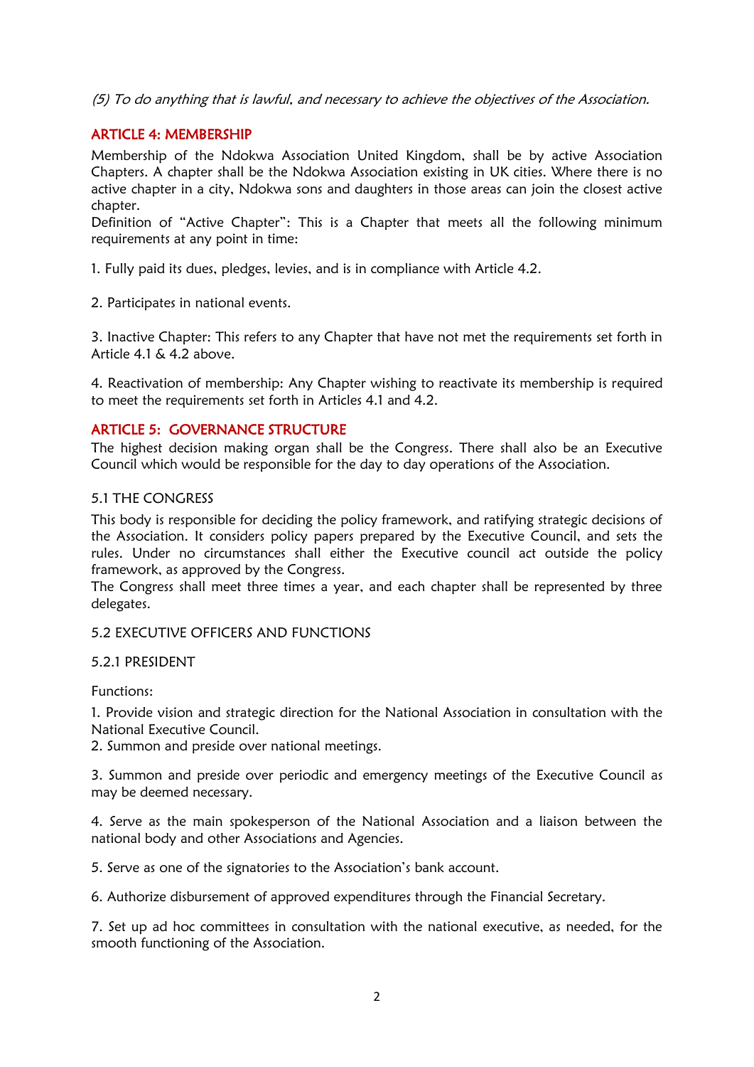*(5) To do anything that is lawful, and necessary to achieve the objectives of the Association.*

## ARTICLE 4: MEMBERSHIP

Membership of the Ndokwa Association United Kingdom, shall be by active Association Chapters. A chapter shall be the Ndokwa Association existing in UK cities. Where there is no active chapter in a city, Ndokwa sons and daughters in those areas can join the closest active chapter.

Definition of "Active Chapter": This is a Chapter that meets all the following minimum requirements at any point in time:

1. Fully paid its dues, pledges, levies, and is in compliance with Article 4.2.

2. Participates in national events.

3. Inactive Chapter: This refers to any Chapter that have not met the requirements set forth in Article 4.1 & 4.2 above.

4. Reactivation of membership: Any Chapter wishing to reactivate its membership is required to meet the requirements set forth in Articles 4.1 and 4.2.

## ARTICLE 5: GOVERNANCE STRUCTURE

The highest decision making organ shall be the Congress. There shall also be an Executive Council which would be responsible for the day to day operations of the Association.

### 5.1 THE CONGRESS

This body is responsible for deciding the policy framework, and ratifying strategic decisions of the Association. It considers policy papers prepared by the Executive Council, and sets the rules. Under no circumstances shall either the Executive council act outside the policy framework, as approved by the Congress.

The Congress shall meet three times a year, and each chapter shall be represented by three delegates.

### 5.2 EXECUTIVE OFFICERS AND FUNCTIONS

#### 5.2.1 PRESIDENT

Functions:

1. Provide vision and strategic direction for the National Association in consultation with the National Executive Council.
2. Summon and preside over national meetings.

3. Summon and preside over periodic and emergency meetings of the Executive Council as may be deemed necessary.

4. Serve as the main spokesperson of the National Association and a liaison between the national body and other Associations and Agencies.

5. Serve as one of the signatories to the Association's bank account.

6. Authorize disbursement of approved expenditures through the Financial Secretary.

7. Set up ad hoc committees in consultation with the national executive, as needed, for the smooth functioning of the Association.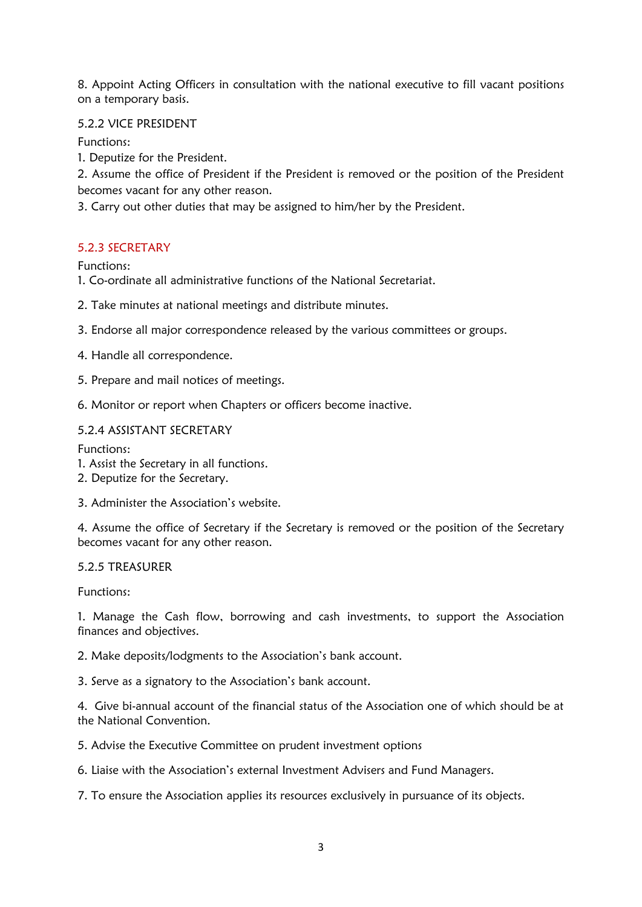8. Appoint Acting Officers in consultation with the national executive to fill vacant positions on a temporary basis.

### 5.2.2 VICE PRESIDENT

Functions:

1. Deputize for the President.
2. Assume the office of President if the President is removed or the position of the President becomes vacant for any other reason.
3. Carry out other duties that may be assigned to him/her by the President.

### 5.2.3 SECRETARY

Functions:

1. Co-ordinate all administrative functions of the National Secretariat.
2. Take minutes at national meetings and distribute minutes.
3. Endorse all major correspondence released by the various committees or groups.
4. Handle all correspondence.
5. Prepare and mail notices of meetings.
6. Monitor or report when Chapters or officers become inactive.

### 5.2.4 ASSISTANT SECRETARY

Functions:

1. Assist the Secretary in all functions.
2. Deputize for the Secretary.
3. Administer the Association's website.
4. Assume the office of Secretary if the Secretary is removed or the position of the Secretary becomes vacant for any other reason.

### 5.2.5 TREASURER

Functions:

1. Manage the Cash flow, borrowing and cash investments, to support the Association finances and objectives.
2. Make deposits/lodgments to the Association's bank account.
3. Serve as a signatory to the Association's bank account.
4. Give bi-annual account of the financial status of the Association one of which should be at the National Convention.
5. Advise the Executive Committee on prudent investment options
6. Liaise with the Association's external Investment Advisers and Fund Managers.
7. To ensure the Association applies its resources exclusively in pursuance of its objects.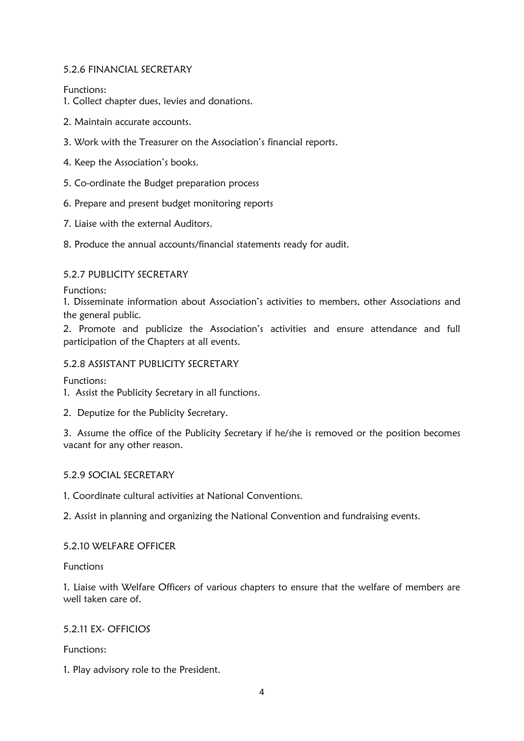#### 5.2.6 FINANCIAL SECRETARY

Functions:

1. Collect chapter dues, levies and donations.
2. Maintain accurate accounts.
3. Work with the Treasurer on the Association's financial reports.
4. Keep the Association's books.
5. Co-ordinate the Budget preparation process
6. Prepare and present budget monitoring reports
7. Liaise with the external Auditors.
8. Produce the annual accounts/financial statements ready for audit.

#### 5.2.7 PUBLICITY SECRETARY

Functions:

1. Disseminate information about Association's activities to members, other Associations and the general public.
2. Promote and publicize the Association's activities and ensure attendance and full participation of the Chapters at all events.

#### 5.2.8 ASSISTANT PUBLICITY SECRETARY

Functions:

1. Assist the Publicity Secretary in all functions.
2. Deputize for the Publicity Secretary.
3. Assume the office of the Publicity Secretary if he/she is removed or the position becomes vacant for any other reason.

#### 5.2.9 SOCIAL SECRETARY

1. Coordinate cultural activities at National Conventions.
2. Assist in planning and organizing the National Convention and fundraising events.

#### 5.2.10 WELFARE OFFICER

Functions

1. Liaise with Welfare Officers of various chapters to ensure that the welfare of members are well taken care of.

#### 5.2.11 EX- OFFICIOS

Functions:

1. Play advisory role to the President.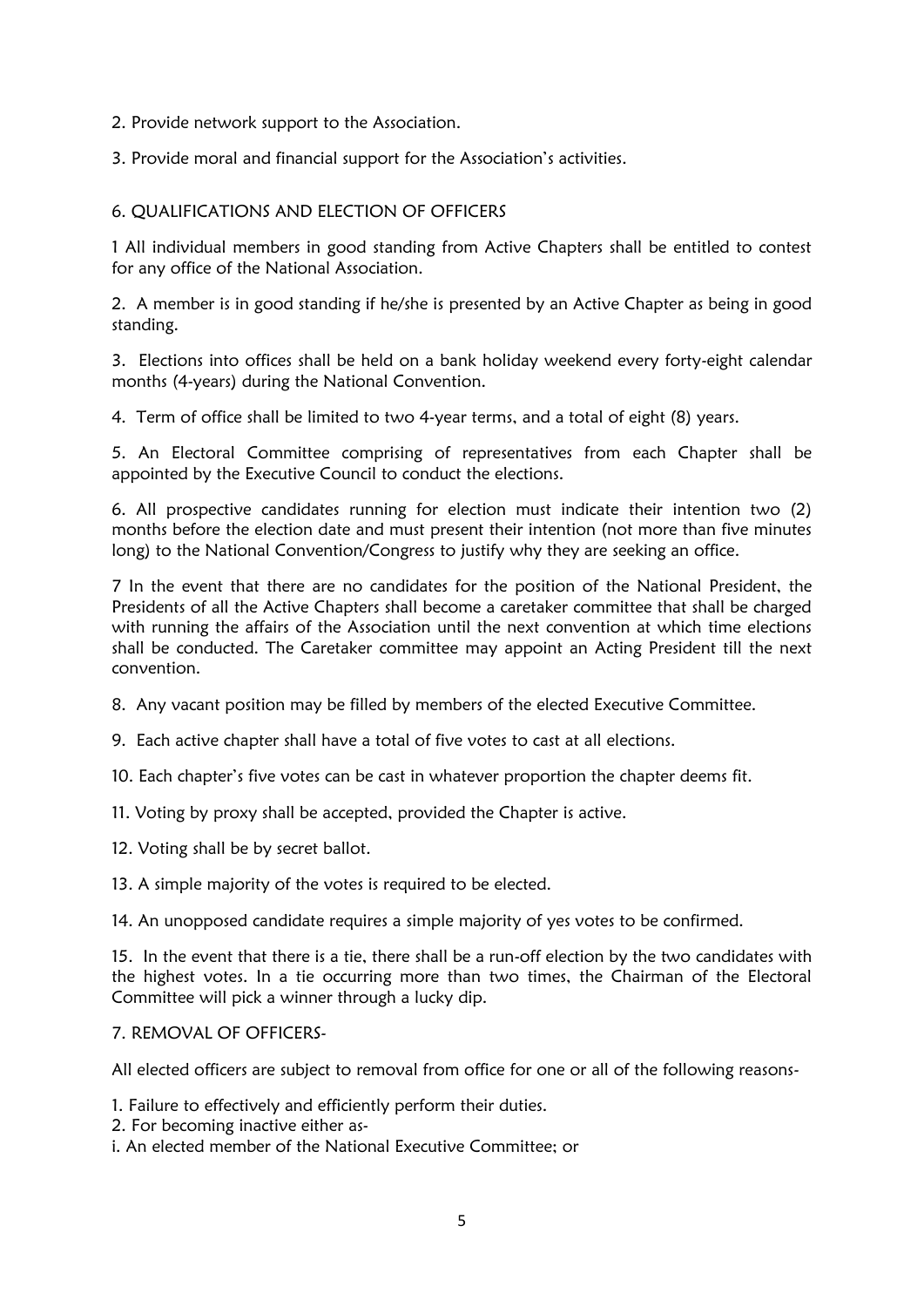2. Provide network support to the Association.

3. Provide moral and financial support for the Association's activities.

## 6. QUALIFICATIONS AND ELECTION OF OFFICERS

1 All individual members in good standing from Active Chapters shall be entitled to contest for any office of the National Association.

2. A member is in good standing if he/she is presented by an Active Chapter as being in good standing.

3. Elections into offices shall be held on a bank holiday weekend every forty-eight calendar months (4-years) during the National Convention.

4. Term of office shall be limited to two 4-year terms, and a total of eight (8) years.

5. An Electoral Committee comprising of representatives from each Chapter shall be appointed by the Executive Council to conduct the elections.

6. All prospective candidates running for election must indicate their intention two (2) months before the election date and must present their intention (not more than five minutes long) to the National Convention/Congress to justify why they are seeking an office.

7 In the event that there are no candidates for the position of the National President, the Presidents of all the Active Chapters shall become a caretaker committee that shall be charged with running the affairs of the Association until the next convention at which time elections shall be conducted. The Caretaker committee may appoint an Acting President till the next convention.

8. Any vacant position may be filled by members of the elected Executive Committee.

9. Each active chapter shall have a total of five votes to cast at all elections.

10. Each chapter's five votes can be cast in whatever proportion the chapter deems fit.

11. Voting by proxy shall be accepted, provided the Chapter is active.

12. Voting shall be by secret ballot.

13. A simple majority of the votes is required to be elected.

14. An unopposed candidate requires a simple majority of yes votes to be confirmed.

15. In the event that there is a tie, there shall be a run-off election by the two candidates with the highest votes. In a tie occurring more than two times, the Chairman of the Electoral Committee will pick a winner through a lucky dip.

## 7. REMOVAL OF OFFICERS-

All elected officers are subject to removal from office for one or all of the following reasons-

1. Failure to effectively and efficiently perform their duties.
2. For becoming inactive either as-

i. An elected member of the National Executive Committee; or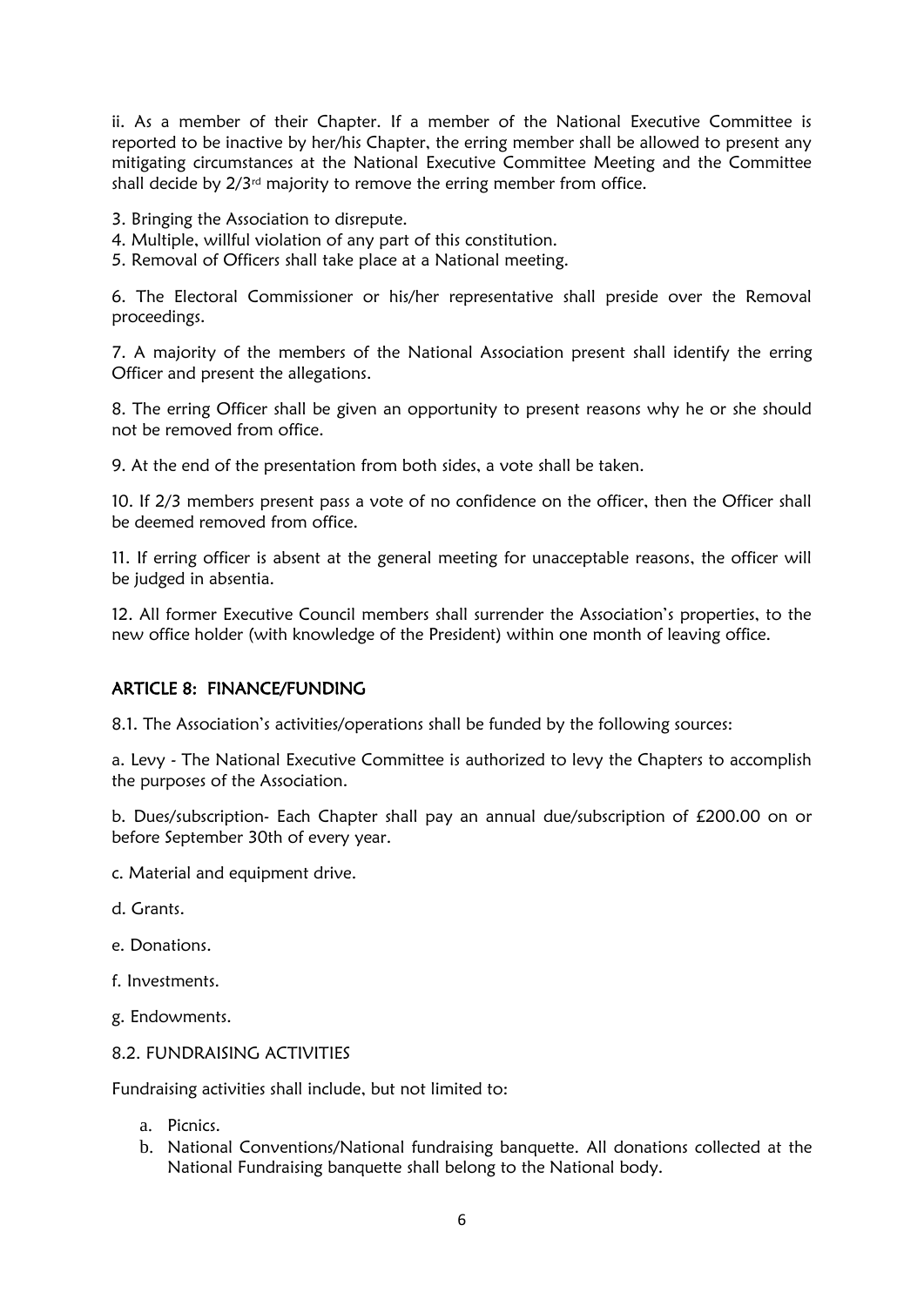ii. As a member of their Chapter. If a member of the National Executive Committee is reported to be inactive by her/his Chapter, the erring member shall be allowed to present any mitigating circumstances at the National Executive Committee Meeting and the Committee shall decide by 2/3rd majority to remove the erring member from office.

3. Bringing the Association to disrepute.
4. Multiple, willful violation of any part of this constitution.
5. Removal of Officers shall take place at a National meeting.

6. The Electoral Commissioner or his/her representative shall preside over the Removal proceedings.

7. A majority of the members of the National Association present shall identify the erring Officer and present the allegations.

8. The erring Officer shall be given an opportunity to present reasons why he or she should not be removed from office.

9. At the end of the presentation from both sides, a vote shall be taken.

10. If 2/3 members present pass a vote of no confidence on the officer, then the Officer shall be deemed removed from office.

11. If erring officer is absent at the general meeting for unacceptable reasons, the officer will be judged in absentia.

12. All former Executive Council members shall surrender the Association's properties, to the new office holder (with knowledge of the President) within one month of leaving office.

## ARTICLE 8: FINANCE/FUNDING

8.1. The Association's activities/operations shall be funded by the following sources:

a. Levy - The National Executive Committee is authorized to levy the Chapters to accomplish the purposes of the Association.

b. Dues/subscription- Each Chapter shall pay an annual due/subscription of £200.00 on or before September 30th of every year.

c. Material and equipment drive.

d. Grants.

e. Donations.

f. Investments.

g. Endowments.

8.2. FUNDRAISING ACTIVITIES

Fundraising activities shall include, but not limited to:

a. Picnics.
b. National Conventions/National fundraising banquette. All donations collected at the National Fundraising banquette shall belong to the National body.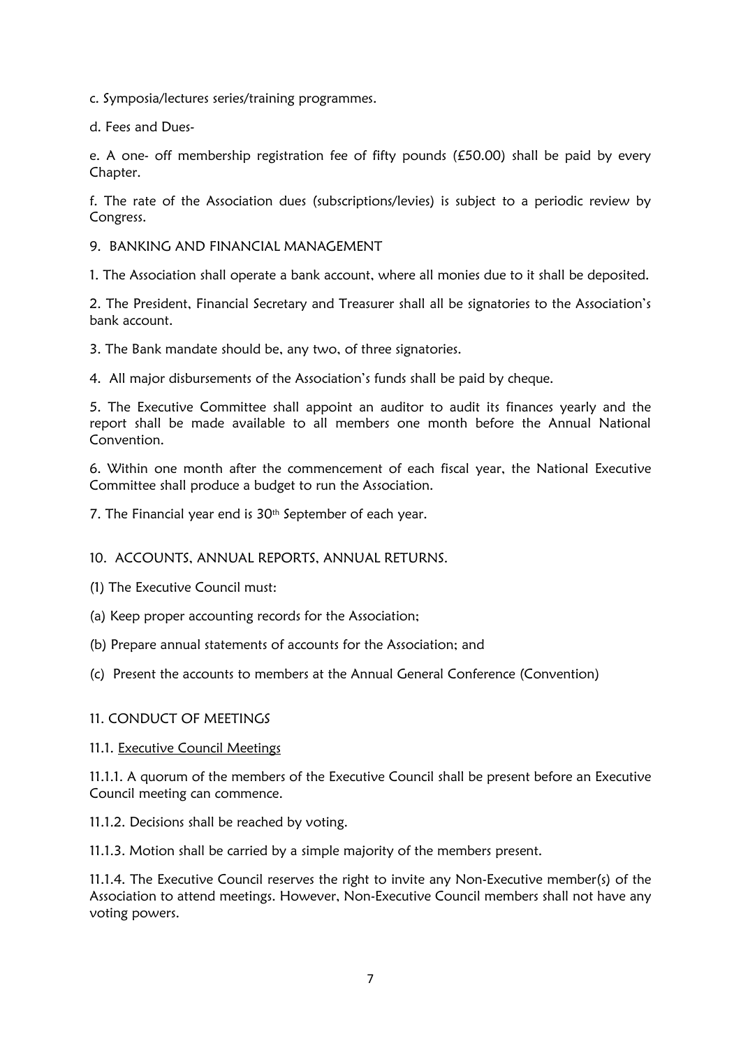c. Symposia/lectures series/training programmes.

d. Fees and Dues-

e. A one- off membership registration fee of fifty pounds (£50.00) shall be paid by every Chapter.

f. The rate of the Association dues (subscriptions/levies) is subject to a periodic review by Congress.

## 9. BANKING AND FINANCIAL MANAGEMENT

1. The Association shall operate a bank account, where all monies due to it shall be deposited.

2. The President, Financial Secretary and Treasurer shall all be signatories to the Association's bank account.

3. The Bank mandate should be, any two, of three signatories.

4. All major disbursements of the Association's funds shall be paid by cheque.

5. The Executive Committee shall appoint an auditor to audit its finances yearly and the report shall be made available to all members one month before the Annual National Convention.

6. Within one month after the commencement of each fiscal year, the National Executive Committee shall produce a budget to run the Association.

7. The Financial year end is 30th September of each year.

## 10. ACCOUNTS, ANNUAL REPORTS, ANNUAL RETURNS.

(1) The Executive Council must:

(a) Keep proper accounting records for the Association;

(b) Prepare annual statements of accounts for the Association; and

(c) Present the accounts to members at the Annual General Conference (Convention)

## 11. CONDUCT OF MEETINGS

### 11.1. Executive Council Meetings

11.1.1. A quorum of the members of the Executive Council shall be present before an Executive Council meeting can commence.

11.1.2. Decisions shall be reached by voting.

11.1.3. Motion shall be carried by a simple majority of the members present.

11.1.4. The Executive Council reserves the right to invite any Non-Executive member(s) of the Association to attend meetings. However, Non-Executive Council members shall not have any voting powers.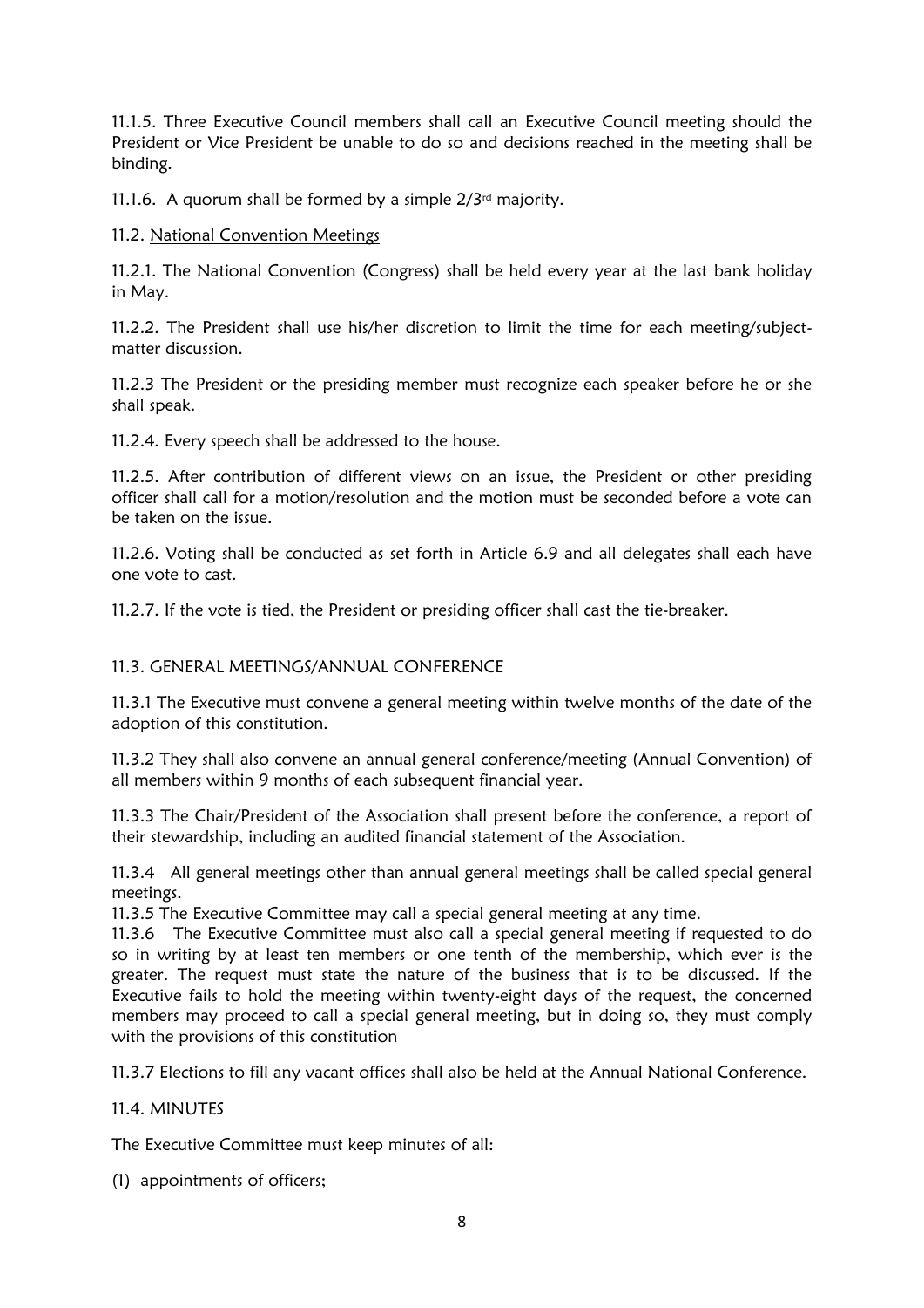11.1.5. Three Executive Council members shall call an Executive Council meeting should the President or Vice President be unable to do so and decisions reached in the meeting shall be binding.

11.1.6. A quorum shall be formed by a simple 2/3rd majority.

11.2. <u>National Convention Meetings</u>

11.2.1. The National Convention (Congress) shall be held every year at the last bank holiday in May.

11.2.2. The President shall use his/her discretion to limit the time for each meeting/subject-matter discussion.

11.2.3 The President or the presiding member must recognize each speaker before he or she shall speak.

11.2.4. Every speech shall be addressed to the house.

11.2.5. After contribution of different views on an issue, the President or other presiding officer shall call for a motion/resolution and the motion must be seconded before a vote can be taken on the issue.

11.2.6. Voting shall be conducted as set forth in Article 6.9 and all delegates shall each have one vote to cast.

11.2.7. If the vote is tied, the President or presiding officer shall cast the tie-breaker.

11.3. GENERAL MEETINGS/ANNUAL CONFERENCE

11.3.1 The Executive must convene a general meeting within twelve months of the date of the adoption of this constitution.

11.3.2 They shall also convene an annual general conference/meeting (Annual Convention) of all members within 9 months of each subsequent financial year.

11.3.3 The Chair/President of the Association shall present before the conference, a report of their stewardship, including an audited financial statement of the Association.

11.3.4 All general meetings other than annual general meetings shall be called special general meetings.

11.3.5 The Executive Committee may call a special general meeting at any time.

11.3.6 The Executive Committee must also call a special general meeting if requested to do so in writing by at least ten members or one tenth of the membership, which ever is the greater. The request must state the nature of the business that is to be discussed. If the Executive fails to hold the meeting within twenty-eight days of the request, the concerned members may proceed to call a special general meeting, but in doing so, they must comply with the provisions of this constitution

11.3.7 Elections to fill any vacant offices shall also be held at the Annual National Conference.

11.4. MINUTES

The Executive Committee must keep minutes of all:

(1) appointments of officers;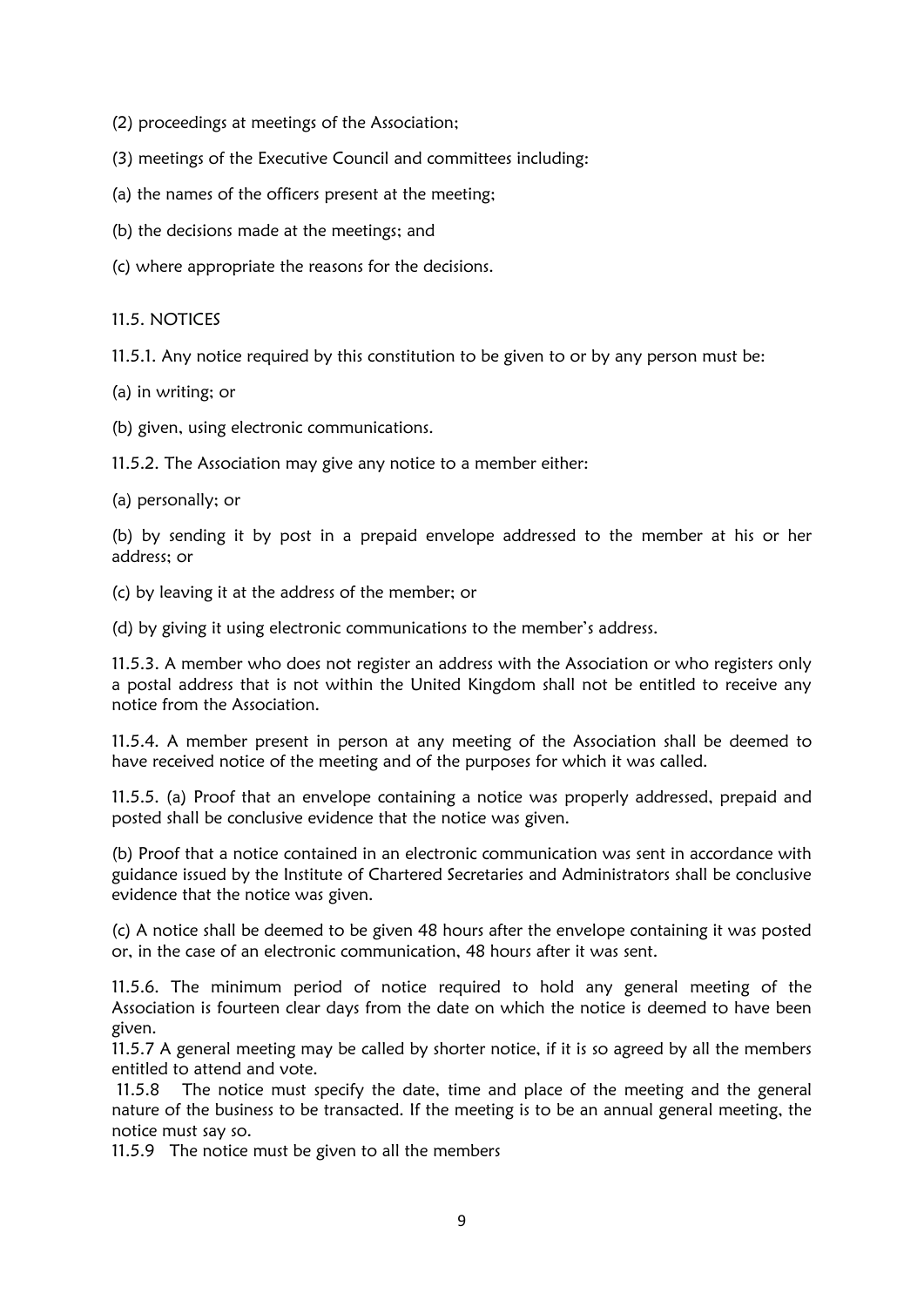(2) proceedings at meetings of the Association;

(3) meetings of the Executive Council and committees including:

(a) the names of the officers present at the meeting;

(b) the decisions made at the meetings; and

(c) where appropriate the reasons for the decisions.

11.5. NOTICES

11.5.1. Any notice required by this constitution to be given to or by any person must be:

(a) in writing; or

(b) given, using electronic communications.

11.5.2. The Association may give any notice to a member either:

(a) personally; or

(b) by sending it by post in a prepaid envelope addressed to the member at his or her address; or

(c) by leaving it at the address of the member; or

(d) by giving it using electronic communications to the member's address.

11.5.3. A member who does not register an address with the Association or who registers only a postal address that is not within the United Kingdom shall not be entitled to receive any notice from the Association.

11.5.4. A member present in person at any meeting of the Association shall be deemed to have received notice of the meeting and of the purposes for which it was called.

11.5.5. (a) Proof that an envelope containing a notice was properly addressed, prepaid and posted shall be conclusive evidence that the notice was given.

(b) Proof that a notice contained in an electronic communication was sent in accordance with guidance issued by the Institute of Chartered Secretaries and Administrators shall be conclusive evidence that the notice was given.

(c) A notice shall be deemed to be given 48 hours after the envelope containing it was posted or, in the case of an electronic communication, 48 hours after it was sent.

11.5.6. The minimum period of notice required to hold any general meeting of the Association is fourteen clear days from the date on which the notice is deemed to have been given.

11.5.7 A general meeting may be called by shorter notice, if it is so agreed by all the members entitled to attend and vote.

11.5.8 The notice must specify the date, time and place of the meeting and the general nature of the business to be transacted. If the meeting is to be an annual general meeting, the notice must say so.

11.5.9 The notice must be given to all the members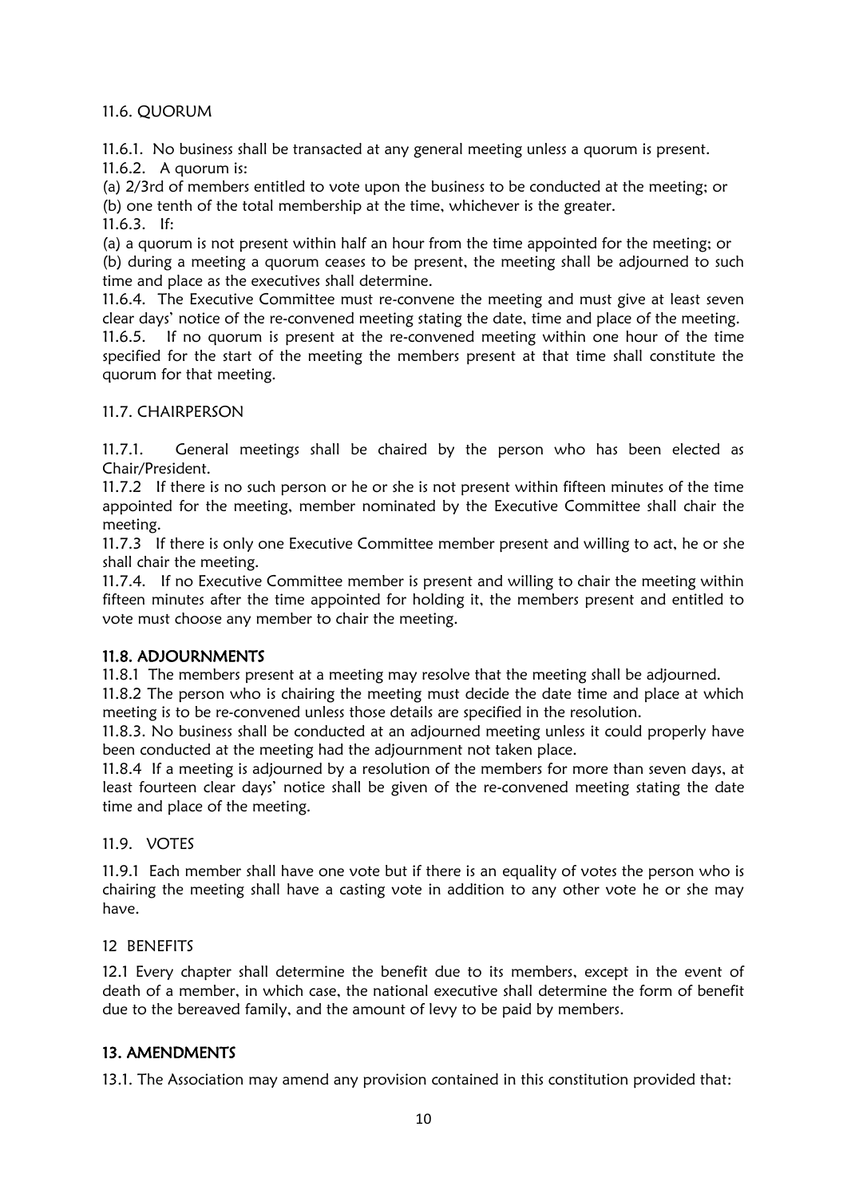### 11.6. QUORUM

11.6.1. No business shall be transacted at any general meeting unless a quorum is present.

11.6.2. A quorum is:

(a) 2/3rd of members entitled to vote upon the business to be conducted at the meeting; or

(b) one tenth of the total membership at the time, whichever is the greater.

11.6.3. If:

(a) a quorum is not present within half an hour from the time appointed for the meeting; or

(b) during a meeting a quorum ceases to be present, the meeting shall be adjourned to such time and place as the executives shall determine.

11.6.4. The Executive Committee must re-convene the meeting and must give at least seven clear days' notice of the re-convened meeting stating the date, time and place of the meeting.

11.6.5. If no quorum is present at the re-convened meeting within one hour of the time specified for the start of the meeting the members present at that time shall constitute the quorum for that meeting.

### 11.7. CHAIRPERSON

11.7.1. General meetings shall be chaired by the person who has been elected as Chair/President.

11.7.2 If there is no such person or he or she is not present within fifteen minutes of the time appointed for the meeting, member nominated by the Executive Committee shall chair the meeting.

11.7.3 If there is only one Executive Committee member present and willing to act, he or she shall chair the meeting.

11.7.4. If no Executive Committee member is present and willing to chair the meeting within fifteen minutes after the time appointed for holding it, the members present and entitled to vote must choose any member to chair the meeting.

### **11.8. ADJOURNMENTS**

11.8.1 The members present at a meeting may resolve that the meeting shall be adjourned.

11.8.2 The person who is chairing the meeting must decide the date time and place at which meeting is to be re-convened unless those details are specified in the resolution.

11.8.3. No business shall be conducted at an adjourned meeting unless it could properly have been conducted at the meeting had the adjournment not taken place.

11.8.4 If a meeting is adjourned by a resolution of the members for more than seven days, at least fourteen clear days' notice shall be given of the re-convened meeting stating the date time and place of the meeting.

### 11.9. VOTES

11.9.1 Each member shall have one vote but if there is an equality of votes the person who is chairing the meeting shall have a casting vote in addition to any other vote he or she may have.

## 12 BENEFITS

12.1 Every chapter shall determine the benefit due to its members, except in the event of death of a member, in which case, the national executive shall determine the form of benefit due to the bereaved family, and the amount of levy to be paid by members.

## **13. AMENDMENTS**

13.1. The Association may amend any provision contained in this constitution provided that: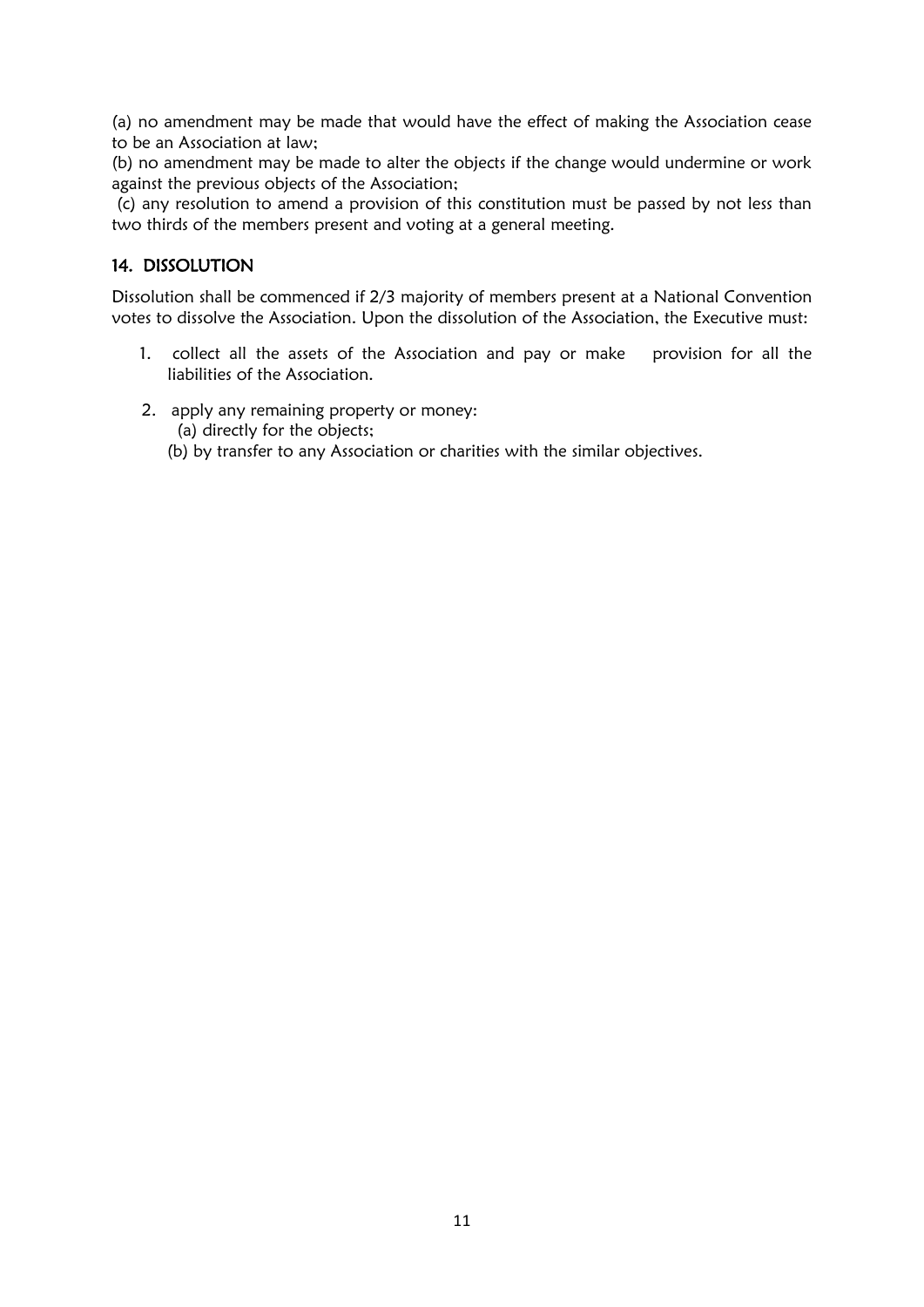(a) no amendment may be made that would have the effect of making the Association cease to be an Association at law;

(b) no amendment may be made to alter the objects if the change would undermine or work against the previous objects of the Association;

(c) any resolution to amend a provision of this constitution must be passed by not less than two thirds of the members present and voting at a general meeting.

## 14. DISSOLUTION

Dissolution shall be commenced if 2/3 majority of members present at a National Convention votes to dissolve the Association. Upon the dissolution of the Association, the Executive must:

1. collect all the assets of the Association and pay or make provision for all the liabilities of the Association.
2. apply any remaining property or money:
   (a) directly for the objects;
   (b) by transfer to any Association or charities with the similar objectives.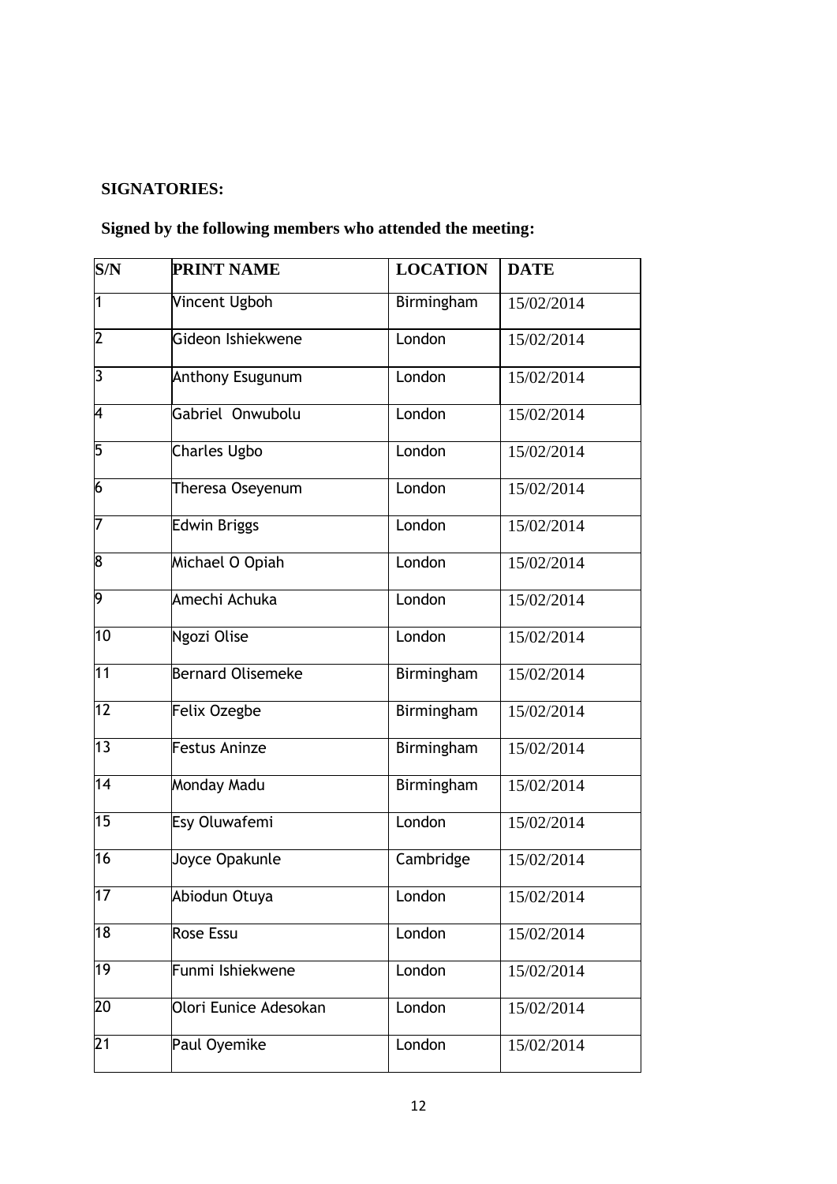**SIGNATORIES:**

**Signed by the following members who attended the meeting:**

| S/N | PRINT NAME | LOCATION | DATE |
|---|---|---|---|
| 1 | Vincent Ugboh | Birmingham | 15/02/2014 |
| 2 | Gideon Ishiekwene | London | 15/02/2014 |
| 3 | Anthony Esugunum | London | 15/02/2014 |
| 4 | Gabriel Onwubolu | London | 15/02/2014 |
| 5 | Charles Ugbo | London | 15/02/2014 |
| 6 | Theresa Oseyenum | London | 15/02/2014 |
| 7 | Edwin Briggs | London | 15/02/2014 |
| 8 | Michael O Opiah | London | 15/02/2014 |
| 9 | Amechi Achuka | London | 15/02/2014 |
| 10 | Ngozi Olise | London | 15/02/2014 |
| 11 | Bernard Olisemeke | Birmingham | 15/02/2014 |
| 12 | Felix Ozegbe | Birmingham | 15/02/2014 |
| 13 | Festus Aninze | Birmingham | 15/02/2014 |
| 14 | Monday Madu | Birmingham | 15/02/2014 |
| 15 | Esy Oluwafemi | London | 15/02/2014 |
| 16 | Joyce Opakunle | Cambridge | 15/02/2014 |
| 17 | Abiodun Otuya | London | 15/02/2014 |
| 18 | Rose Essu | London | 15/02/2014 |
| 19 | Funmi Ishiekwene | London | 15/02/2014 |
| 20 | Olori Eunice Adesokan | London | 15/02/2014 |
| 21 | Paul Oyemike | London | 15/02/2014 |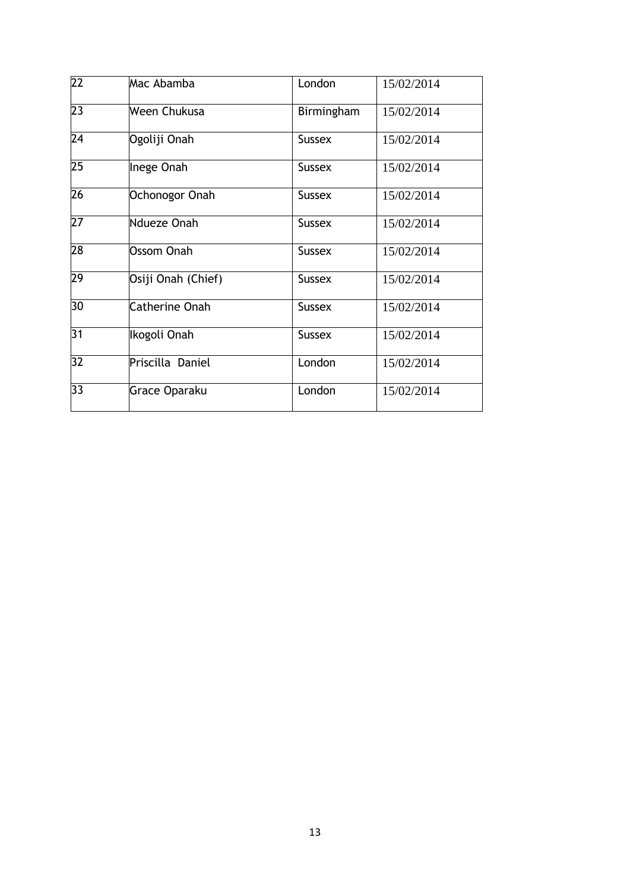| | | | |
|---|---|---|---|
| 22 | Mac Abamba | London | 15/02/2014 |
| 23 | Ween Chukusa | Birmingham | 15/02/2014 |
| 24 | Ogoliji Onah | Sussex | 15/02/2014 |
| 25 | Inege Onah | Sussex | 15/02/2014 |
| 26 | Ochonogor Onah | Sussex | 15/02/2014 |
| 27 | Ndueze Onah | Sussex | 15/02/2014 |
| 28 | Ossom Onah | Sussex | 15/02/2014 |
| 29 | Osiji Onah (Chief) | Sussex | 15/02/2014 |
| 30 | Catherine Onah | Sussex | 15/02/2014 |
| 31 | Ikogoli Onah | Sussex | 15/02/2014 |
| 32 | Priscilla Daniel | London | 15/02/2014 |
| 33 | Grace Oparaku | London | 15/02/2014 |